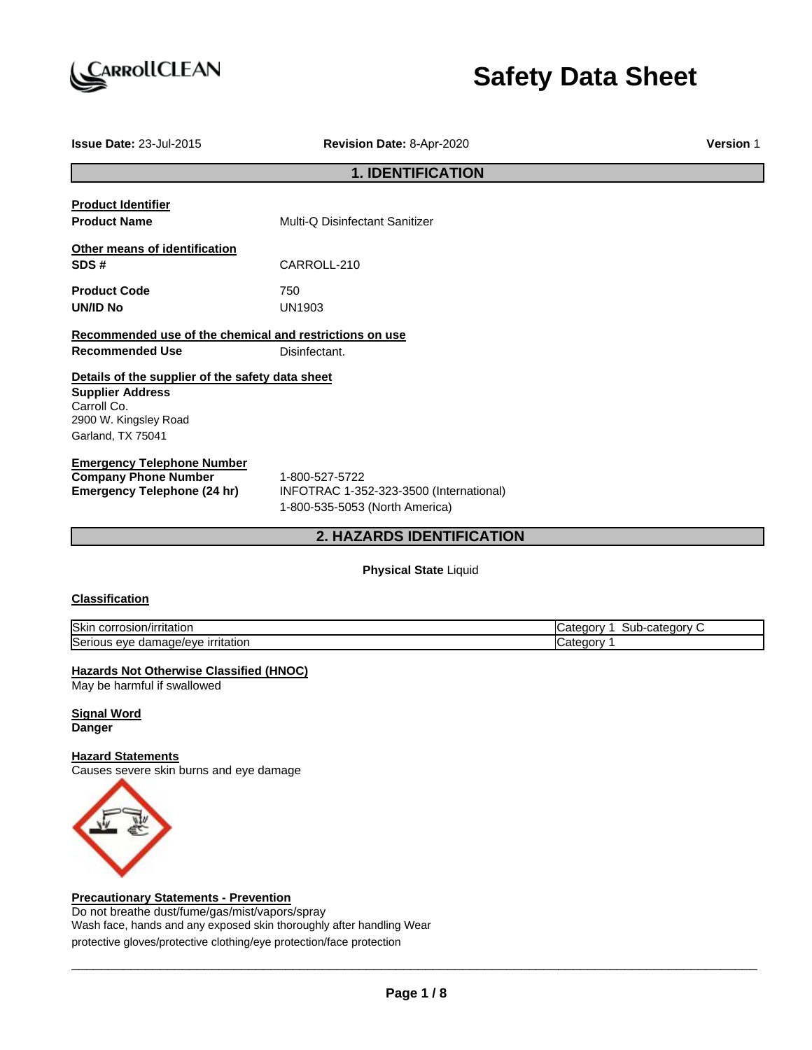# Safety Data Sheet

**Issue Date:** 23-Jul-2015 **Revision Date:** 8-Apr-2020 **Version** 1

## 1. IDENTIFICATION

**Product Identifier**

**Product Name** Multi-Q Disinfectant Sanitizer

**Other means of identification**

**SDS #** CARROLL-210

**Product Code** 750

**UN/ID No** UN1903

**Recommended use of the chemical and restrictions on use**

**Recommended Use** Disinfectant.

**Details of the supplier of the safety data sheet**

**Supplier Address**
Carroll Co.
2900 W. Kingsley Road
Garland, TX 75041

**Emergency Telephone Number**

**Company Phone Number** 1-800-527-5722

**Emergency Telephone (24 hr)** INFOTRAC 1-352-323-3500 (International)
1-800-535-5053 (North America)

## 2. HAZARDS IDENTIFICATION

**Physical State** Liquid

**Classification**

| | |
|---|---|
| Skin corrosion/irritation | Category 1 Sub-category C |
| Serious eye damage/eye irritation | Category 1 |

**Hazards Not Otherwise Classified (HNOC)**
May be harmful if swallowed

**Signal Word**
**Danger**

**Hazard Statements**
Causes severe skin burns and eye damage

**Precautionary Statements - Prevention**
Do not breathe dust/fume/gas/mist/vapors/spray
Wash face, hands and any exposed skin thoroughly after handling Wear protective gloves/protective clothing/eye protection/face protection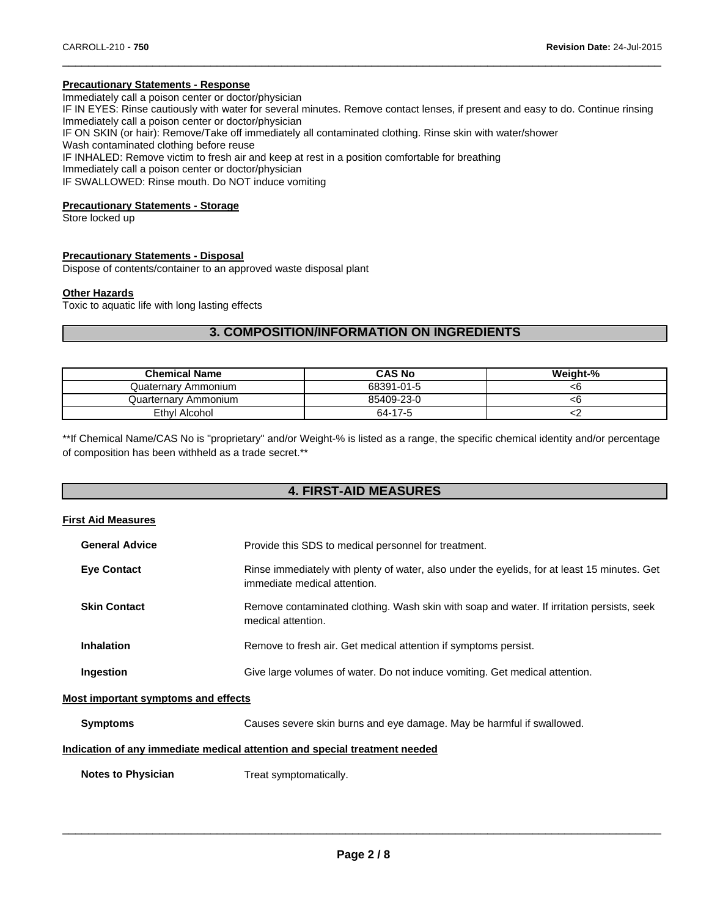**Precautionary Statements - Response**

Immediately call a poison center or doctor/physician
IF IN EYES: Rinse cautiously with water for several minutes. Remove contact lenses, if present and easy to do. Continue rinsing
Immediately call a poison center or doctor/physician
IF ON SKIN (or hair): Remove/Take off immediately all contaminated clothing. Rinse skin with water/shower
Wash contaminated clothing before reuse
IF INHALED: Remove victim to fresh air and keep at rest in a position comfortable for breathing
Immediately call a poison center or doctor/physician
IF SWALLOWED: Rinse mouth. Do NOT induce vomiting

**Precautionary Statements - Storage**

Store locked up

**Precautionary Statements - Disposal**

Dispose of contents/container to an approved waste disposal plant

**Other Hazards**

Toxic to aquatic life with long lasting effects

## 3. COMPOSITION/INFORMATION ON INGREDIENTS

| Chemical Name | CAS No | Weight-% |
|---|---|---|
| Quaternary Ammonium | 68391-01-5 | <6 |
| Quarternary Ammonium | 85409-23-0 | <6 |
| Ethyl Alcohol | 64-17-5 | <2 |

**If Chemical Name/CAS No is "proprietary" and/or Weight-% is listed as a range, the specific chemical identity and/or percentage of composition has been withheld as a trade secret.**

## 4. FIRST-AID MEASURES

**First Aid Measures**

**General Advice** Provide this SDS to medical personnel for treatment.

**Eye Contact** Rinse immediately with plenty of water, also under the eyelids, for at least 15 minutes. Get immediate medical attention.

**Skin Contact** Remove contaminated clothing. Wash skin with soap and water. If irritation persists, seek medical attention.

**Inhalation** Remove to fresh air. Get medical attention if symptoms persist.

**Ingestion** Give large volumes of water. Do not induce vomiting. Get medical attention.

**Most important symptoms and effects**

**Symptoms** Causes severe skin burns and eye damage. May be harmful if swallowed.

**Indication of any immediate medical attention and special treatment needed**

**Notes to Physician** Treat symptomatically.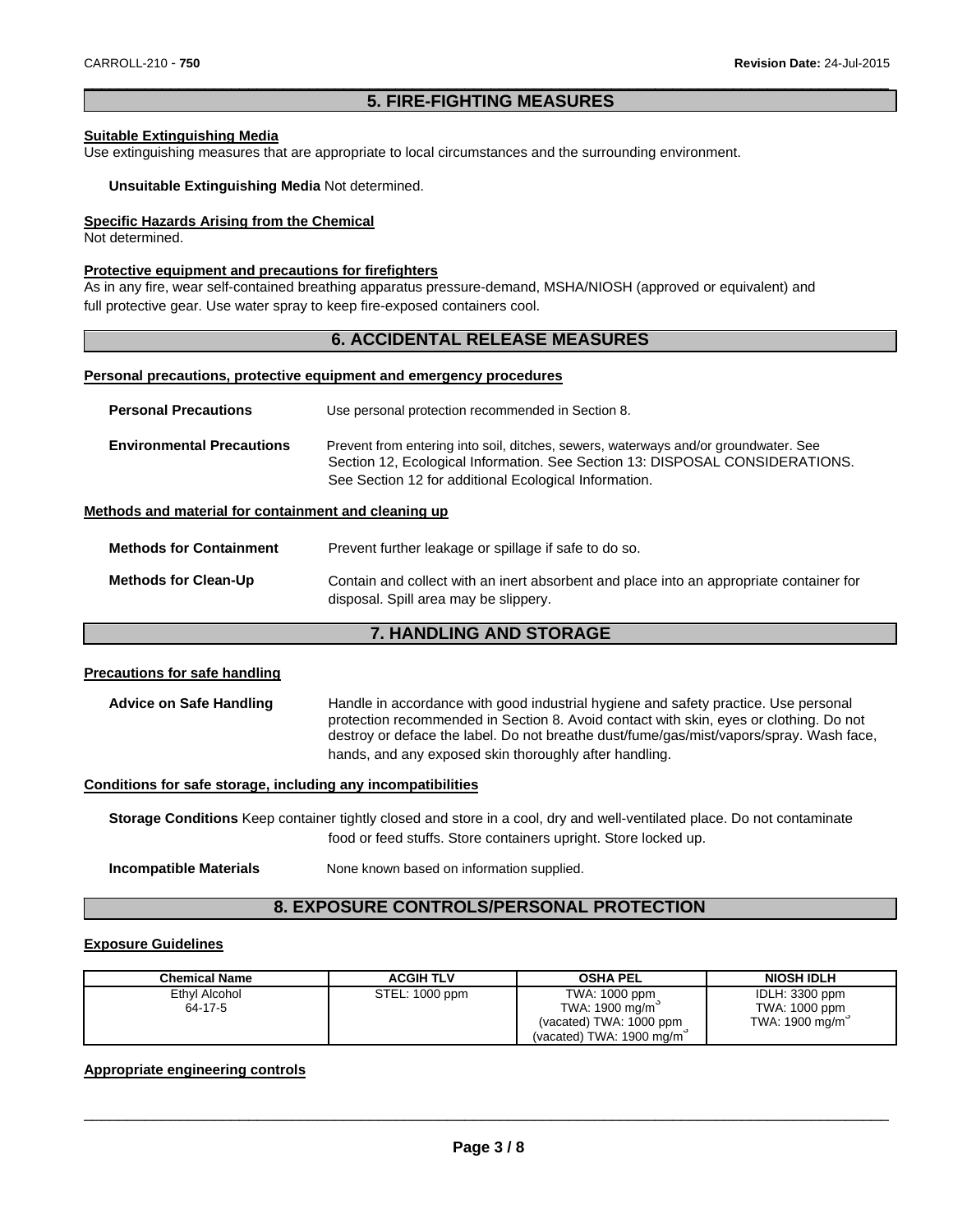## 5. FIRE-FIGHTING MEASURES

**Suitable Extinguishing Media**
Use extinguishing measures that are appropriate to local circumstances and the surrounding environment.

**Unsuitable Extinguishing Media** Not determined.

**Specific Hazards Arising from the Chemical**
Not determined.

**Protective equipment and precautions for firefighters**
As in any fire, wear self-contained breathing apparatus pressure-demand, MSHA/NIOSH (approved or equivalent) and full protective gear. Use water spray to keep fire-exposed containers cool.

## 6. ACCIDENTAL RELEASE MEASURES

**Personal precautions, protective equipment and emergency procedures**

**Personal Precautions** Use personal protection recommended in Section 8.

**Environmental Precautions** Prevent from entering into soil, ditches, sewers, waterways and/or groundwater. See Section 12, Ecological Information. See Section 13: DISPOSAL CONSIDERATIONS. See Section 12 for additional Ecological Information.

**Methods and material for containment and cleaning up**

**Methods for Containment** Prevent further leakage or spillage if safe to do so.

**Methods for Clean-Up** Contain and collect with an inert absorbent and place into an appropriate container for disposal. Spill area may be slippery.

## 7. HANDLING AND STORAGE

**Precautions for safe handling**

**Advice on Safe Handling** Handle in accordance with good industrial hygiene and safety practice. Use personal protection recommended in Section 8. Avoid contact with skin, eyes or clothing. Do not destroy or deface the label. Do not breathe dust/fume/gas/mist/vapors/spray. Wash face, hands, and any exposed skin thoroughly after handling.

**Conditions for safe storage, including any incompatibilities**

**Storage Conditions** Keep container tightly closed and store in a cool, dry and well-ventilated place. Do not contaminate food or feed stuffs. Store containers upright. Store locked up.

**Incompatible Materials** None known based on information supplied.

## 8. EXPOSURE CONTROLS/PERSONAL PROTECTION

**Exposure Guidelines**

| Chemical Name | ACGIH TLV | OSHA PEL | NIOSH IDLH |
|---|---|---|---|
| Ethyl Alcohol<br>64-17-5 | STEL: 1000 ppm | TWA: 1000 ppm<br>TWA: 1900 mg/m$^3$<br>(vacated) TWA: 1000 ppm<br>(vacated) TWA: 1900 mg/m$^3$ | IDLH: 3300 ppm<br>TWA: 1000 ppm<br>TWA: 1900 mg/m$^3$ |

**Appropriate engineering controls**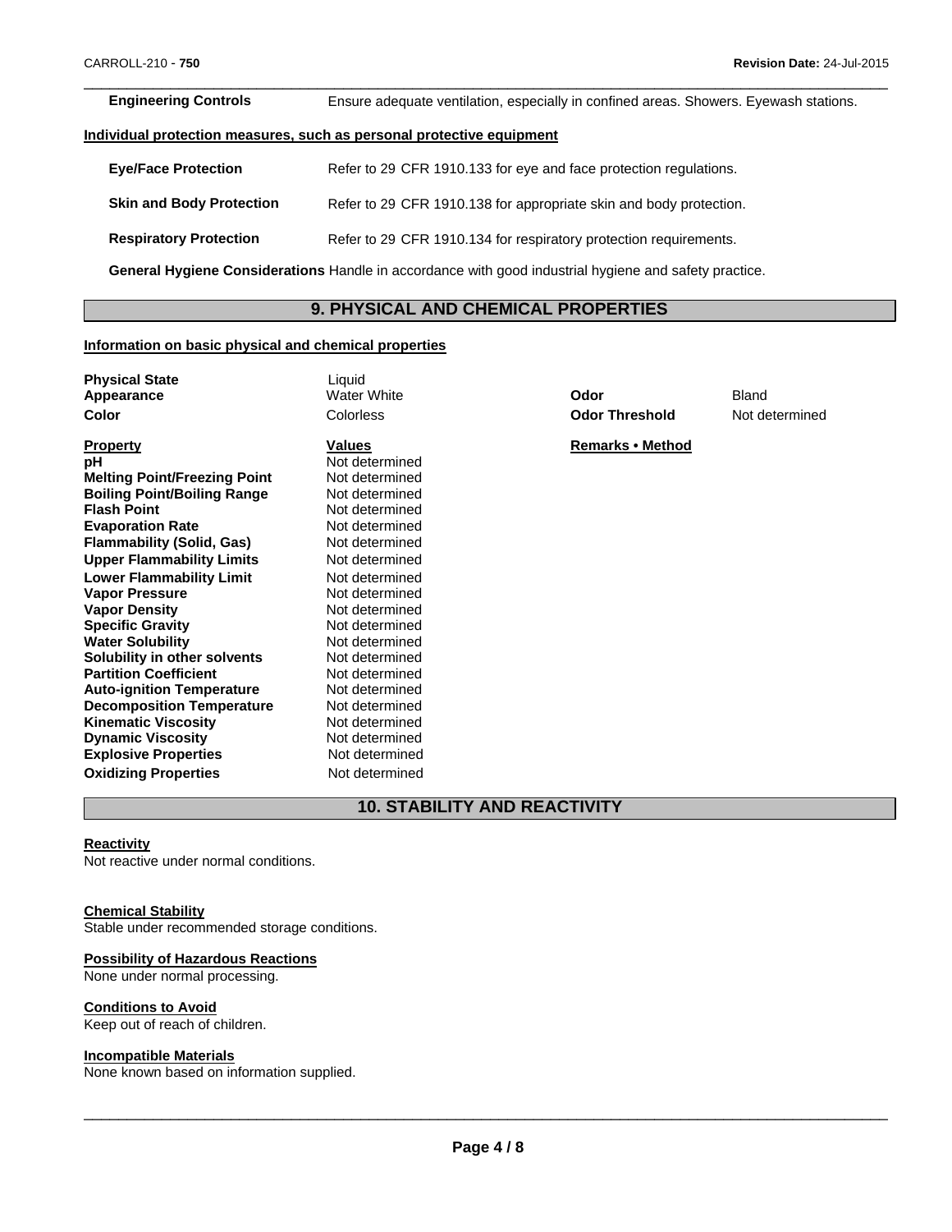**Engineering Controls** Ensure adequate ventilation, especially in confined areas. Showers. Eyewash stations.

**Individual protection measures, such as personal protective equipment**

**Eye/Face Protection** Refer to 29 CFR 1910.133 for eye and face protection regulations.

**Skin and Body Protection** Refer to 29 CFR 1910.138 for appropriate skin and body protection.

**Respiratory Protection** Refer to 29 CFR 1910.134 for respiratory protection requirements.

**General Hygiene Considerations** Handle in accordance with good industrial hygiene and safety practice.

## 9. PHYSICAL AND CHEMICAL PROPERTIES

**Information on basic physical and chemical properties**

| | | | |
|---|---|---|---|
| **Physical State** | Liquid | | |
| **Appearance** | Water White | **Odor** | Bland |
| **Color** | Colorless | **Odor Threshold** | Not determined |

| **Property** | **Values** | **Remarks • Method** |
|---|---|---|
| **pH** | Not determined | |
| **Melting Point/Freezing Point** | Not determined | |
| **Boiling Point/Boiling Range** | Not determined | |
| **Flash Point** | Not determined | |
| **Evaporation Rate** | Not determined | |
| **Flammability (Solid, Gas)** | Not determined | |
| **Upper Flammability Limits** | Not determined | |
| **Lower Flammability Limit** | Not determined | |
| **Vapor Pressure** | Not determined | |
| **Vapor Density** | Not determined | |
| **Specific Gravity** | Not determined | |
| **Water Solubility** | Not determined | |
| **Solubility in other solvents** | Not determined | |
| **Partition Coefficient** | Not determined | |
| **Auto-ignition Temperature** | Not determined | |
| **Decomposition Temperature** | Not determined | |
| **Kinematic Viscosity** | Not determined | |
| **Dynamic Viscosity** | Not determined | |
| **Explosive Properties** | Not determined | |
| **Oxidizing Properties** | Not determined | |

## 10. STABILITY AND REACTIVITY

**Reactivity**
Not reactive under normal conditions.

**Chemical Stability**
Stable under recommended storage conditions.

**Possibility of Hazardous Reactions**
None under normal processing.

**Conditions to Avoid**
Keep out of reach of children.

**Incompatible Materials**
None known based on information supplied.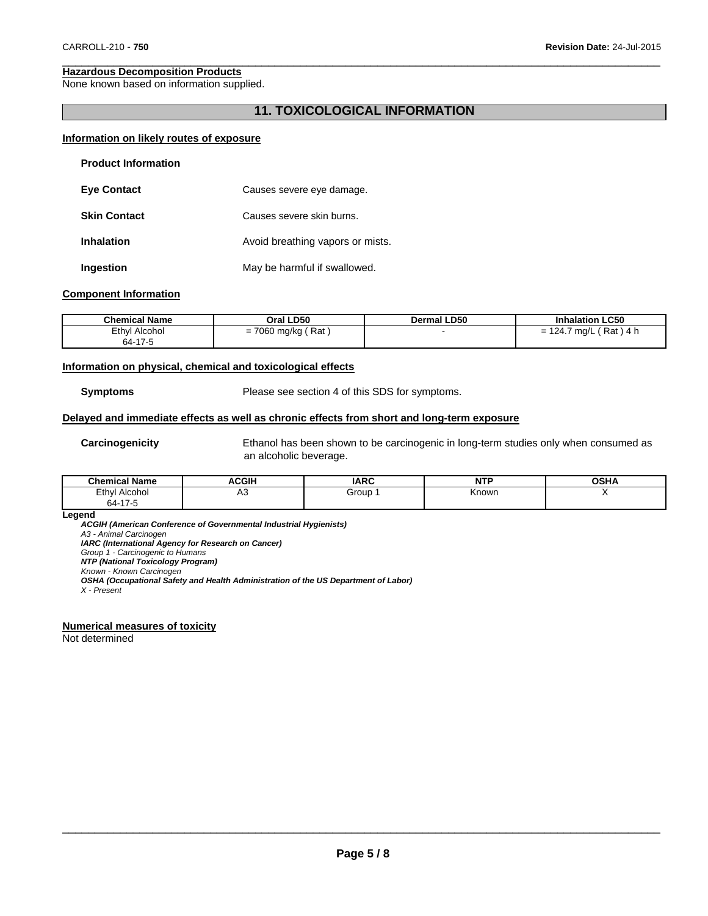**Hazardous Decomposition Products**
None known based on information supplied.

## 11. TOXICOLOGICAL INFORMATION

**Information on likely routes of exposure**

**Product Information**

**Eye Contact** Causes severe eye damage.

**Skin Contact** Causes severe skin burns.

**Inhalation** Avoid breathing vapors or mists.

**Ingestion** May be harmful if swallowed.

**Component Information**

| Chemical Name | Oral LD50 | Dermal LD50 | Inhalation LC50 |
|---|---|---|---|
| Ethyl Alcohol 64-17-5 | = 7060 mg/kg ( Rat ) | - | = 124.7 mg/L ( Rat ) 4 h |

**Information on physical, chemical and toxicological effects**

**Symptoms** Please see section 4 of this SDS for symptoms.

**Delayed and immediate effects as well as chronic effects from short and long-term exposure**

**Carcinogenicity** Ethanol has been shown to be carcinogenic in long-term studies only when consumed as an alcoholic beverage.

| Chemical Name | ACGIH | IARC | NTP | OSHA |
|---|---|---|---|---|
| Ethyl Alcohol 64-17-5 | A3 | Group 1 | Known | X |

**Legend**

***ACGIH (American Conference of Governmental Industrial Hygienists)***
*A3 - Animal Carcinogen*
***IARC (International Agency for Research on Cancer)***
*Group 1 - Carcinogenic to Humans*
***NTP (National Toxicology Program)***
*Known - Known Carcinogen*
***OSHA (Occupational Safety and Health Administration of the US Department of Labor)***
*X - Present*

**Numerical measures of toxicity**
Not determined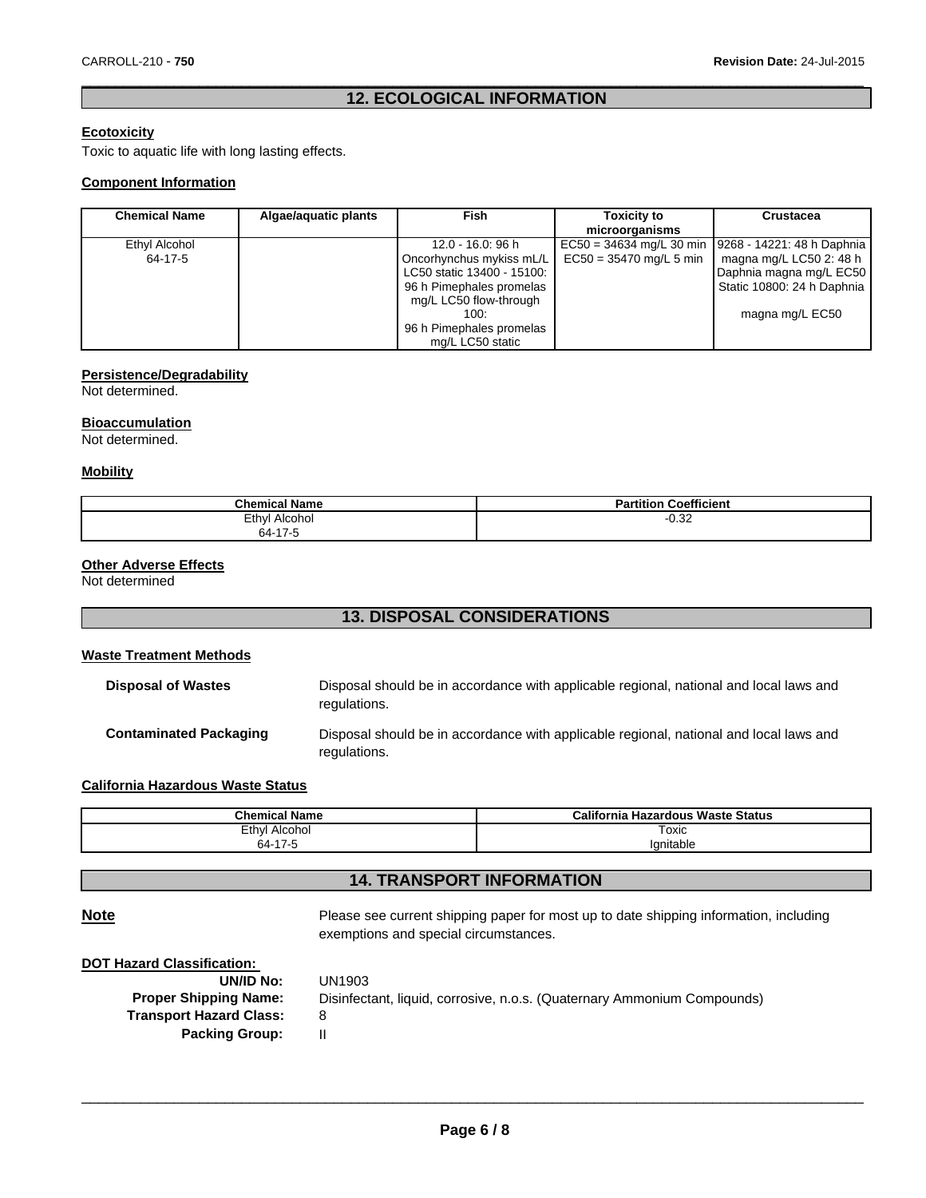## 12. ECOLOGICAL INFORMATION

**Ecotoxicity**

Toxic to aquatic life with long lasting effects.

**Component Information**

| Chemical Name | Algae/aquatic plants | Fish | Toxicity to microorganisms | Crustacea |
|---|---|---|---|---|
| Ethyl Alcohol 64-17-5 | | 12.0 - 16.0: 96 h Oncorhynchus mykiss mL/L LC50 static 13400 - 15100: 96 h Pimephales promelas mg/L LC50 flow-through 100: 96 h Pimephales promelas mg/L LC50 static | EC50 = 34634 mg/L 30 min EC50 = 35470 mg/L 5 min | 9268 - 14221: 48 h Daphnia magna mg/L LC50 2: 48 h Daphnia magna mg/L EC50 Static 10800: 24 h Daphnia magna mg/L EC50 |

**Persistence/Degradability**

Not determined.

**Bioaccumulation**

Not determined.

**Mobility**

| Chemical Name | Partition Coefficient |
|---|---|
| Ethyl Alcohol 64-17-5 | -0.32 |

**Other Adverse Effects**

Not determined

## 13. DISPOSAL CONSIDERATIONS

**Waste Treatment Methods**

**Disposal of Wastes** Disposal should be in accordance with applicable regional, national and local laws and regulations.

**Contaminated Packaging** Disposal should be in accordance with applicable regional, national and local laws and regulations.

**California Hazardous Waste Status**

| Chemical Name | California Hazardous Waste Status |
|---|---|
| Ethyl Alcohol 64-17-5 | Toxic Ignitable |

## 14. TRANSPORT INFORMATION

**Note** Please see current shipping paper for most up to date shipping information, including exemptions and special circumstances.

**DOT Hazard Classification:**

**UN/ID No:** UN1903

**Proper Shipping Name:** Disinfectant, liquid, corrosive, n.o.s. (Quaternary Ammonium Compounds)

**Transport Hazard Class:** 8

**Packing Group:** II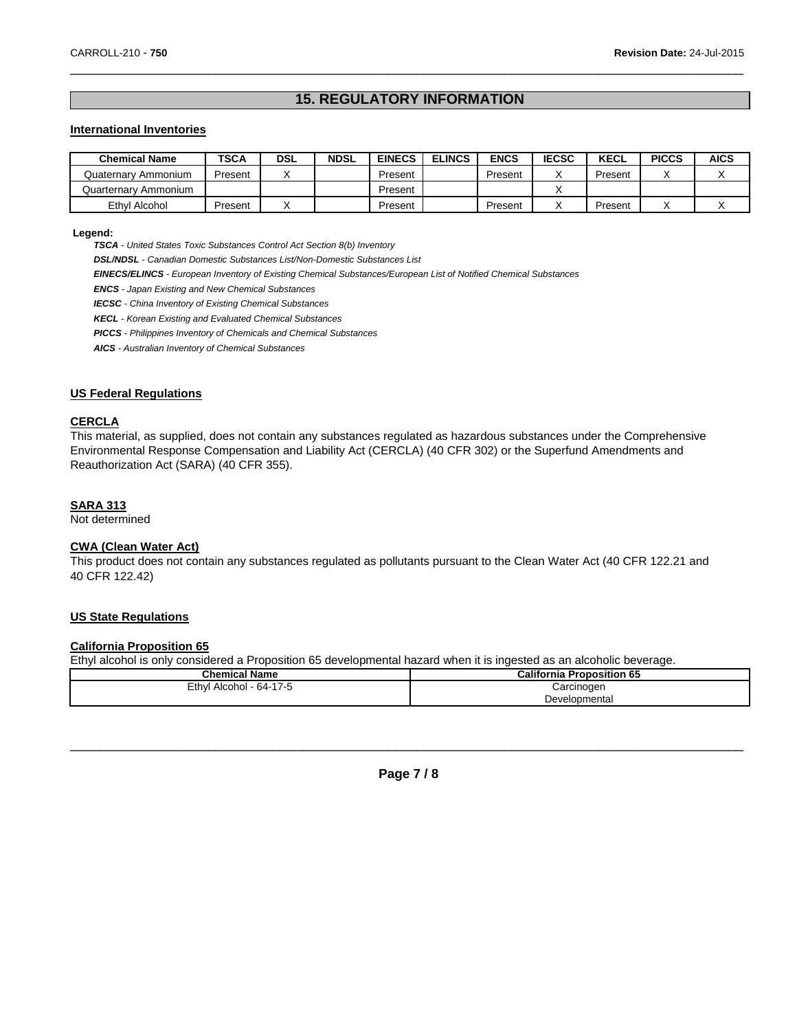## 15. REGULATORY INFORMATION

### International Inventories

| Chemical Name | TSCA | DSL | NDSL | EINECS | ELINCS | ENCS | IECSC | KECL | PICCS | AICS |
|---|---|---|---|---|---|---|---|---|---|---|
| Quaternary Ammonium | Present | X | | Present | | Present | X | Present | X | X |
| Quarternary Ammonium | | | | Present | | | X | | | |
| Ethyl Alcohol | Present | X | | Present | | Present | X | Present | X | X |

**Legend:**

***TSCA*** *- United States Toxic Substances Control Act Section 8(b) Inventory*

***DSL/NDSL*** *- Canadian Domestic Substances List/Non-Domestic Substances List*

***EINECS/ELINCS*** *- European Inventory of Existing Chemical Substances/European List of Notified Chemical Substances*

***ENCS*** *- Japan Existing and New Chemical Substances*

***IECSC*** *- China Inventory of Existing Chemical Substances*

***KECL*** *- Korean Existing and Evaluated Chemical Substances*

***PICCS*** *- Philippines Inventory of Chemicals and Chemical Substances*

***AICS*** *- Australian Inventory of Chemical Substances*

### US Federal Regulations

#### CERCLA

This material, as supplied, does not contain any substances regulated as hazardous substances under the Comprehensive Environmental Response Compensation and Liability Act (CERCLA) (40 CFR 302) or the Superfund Amendments and Reauthorization Act (SARA) (40 CFR 355).

#### SARA 313

Not determined

#### CWA (Clean Water Act)

This product does not contain any substances regulated as pollutants pursuant to the Clean Water Act (40 CFR 122.21 and 40 CFR 122.42)

### US State Regulations

#### California Proposition 65

Ethyl alcohol is only considered a Proposition 65 developmental hazard when it is ingested as an alcoholic beverage.

| Chemical Name | California Proposition 65 |
|---|---|
| Ethyl Alcohol - 64-17-5 | Carcinogen<br>Developmental |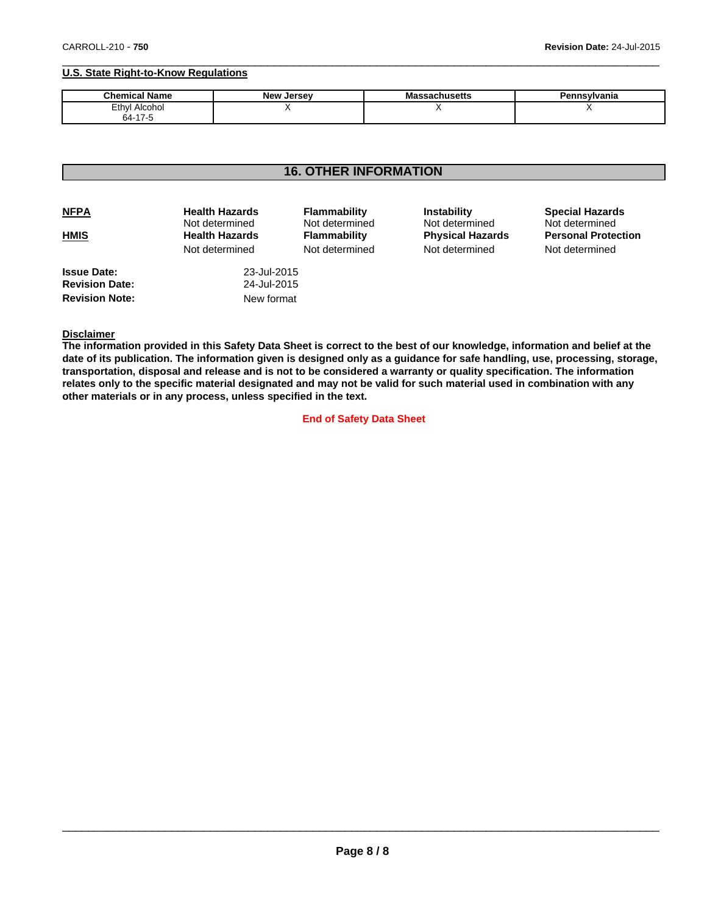**U.S. State Right-to-Know Regulations**

| Chemical Name | New Jersey | Massachusetts | Pennsylvania |
|---|---|---|---|
| Ethyl Alcohol 64-17-5 | X | X | X |

## 16. OTHER INFORMATION

| | | | | |
|---|---|---|---|---|
| **NFPA** | **Health Hazards** Not determined | **Flammability** Not determined | **Instability** Not determined | **Special Hazards** Not determined |
| **HMIS** | **Health Hazards** Not determined | **Flammability** Not determined | **Physical Hazards** Not determined | **Personal Protection** Not determined |

**Issue Date:** 23-Jul-2015
**Revision Date:** 24-Jul-2015
**Revision Note:** New format

**Disclaimer**
**The information provided in this Safety Data Sheet is correct to the best of our knowledge, information and belief at the date of its publication. The information given is designed only as a guidance for safe handling, use, processing, storage, transportation, disposal and release and is not to be considered a warranty or quality specification. The information relates only to the specific material designated and may not be valid for such material used in combination with any other materials or in any process, unless specified in the text.**

**End of Safety Data Sheet**